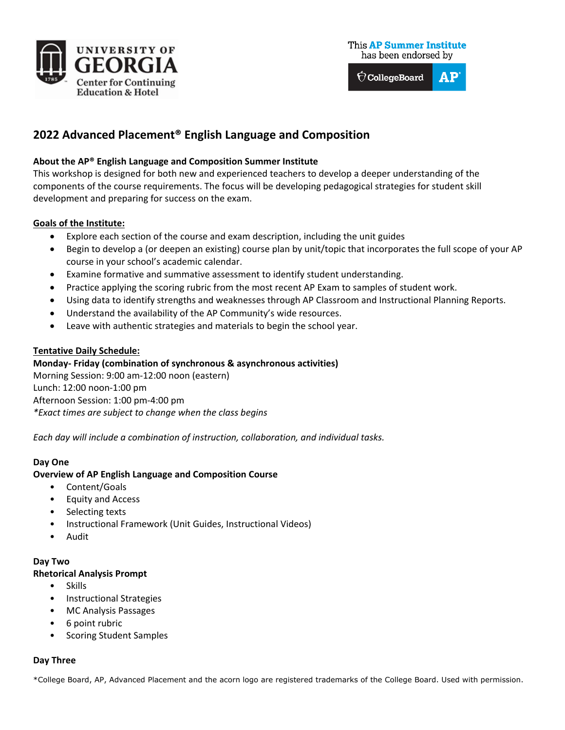UNIVERSITY OF GEORGIA
Center for Continuing Education & Hotel

This **AP Summer Institute** has been endorsed by CollegeBoard AP

# 2022 Advanced Placement® English Language and Composition

**About the AP® English Language and Composition Summer Institute**
This workshop is designed for both new and experienced teachers to develop a deeper understanding of the components of the course requirements. The focus will be developing pedagogical strategies for student skill development and preparing for success on the exam.

**Goals of the Institute:**

- Explore each section of the course and exam description, including the unit guides
- Begin to develop a (or deepen an existing) course plan by unit/topic that incorporates the full scope of your AP course in your school's academic calendar.
- Examine formative and summative assessment to identify student understanding.
- Practice applying the scoring rubric from the most recent AP Exam to samples of student work.
- Using data to identify strengths and weaknesses through AP Classroom and Instructional Planning Reports.
- Understand the availability of the AP Community's wide resources.
- Leave with authentic strategies and materials to begin the school year.

**Tentative Daily Schedule:**
**Monday- Friday (combination of synchronous & asynchronous activities)**
Morning Session: 9:00 am-12:00 noon (eastern)
Lunch: 12:00 noon-1:00 pm
Afternoon Session: 1:00 pm-4:00 pm
*\*Exact times are subject to change when the class begins*

*Each day will include a combination of instruction, collaboration, and individual tasks.*

**Day One**
**Overview of AP English Language and Composition Course**

- Content/Goals
- Equity and Access
- Selecting texts
- Instructional Framework (Unit Guides, Instructional Videos)
- Audit

**Day Two**
**Rhetorical Analysis Prompt**

- Skills
- Instructional Strategies
- MC Analysis Passages
- 6 point rubric
- Scoring Student Samples

**Day Three**

*College Board, AP, Advanced Placement and the acorn logo are registered trademarks of the College Board. Used with permission.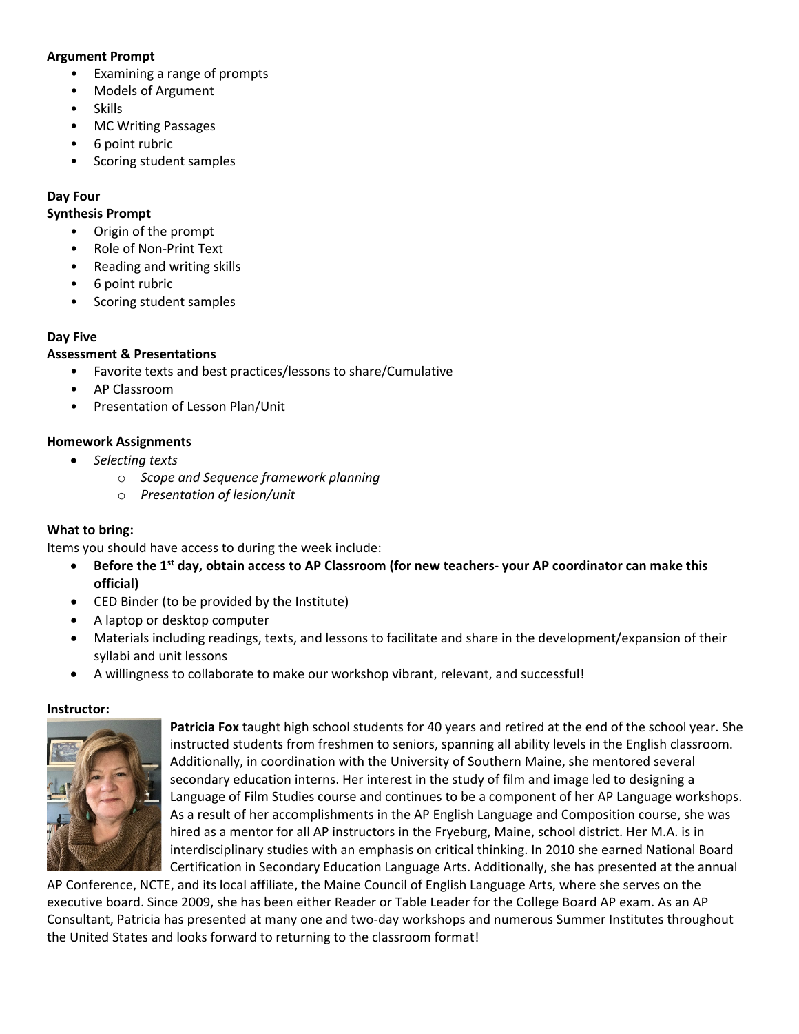**Argument Prompt**

- Examining a range of prompts
- Models of Argument
- Skills
- MC Writing Passages
- 6 point rubric
- Scoring student samples

**Day Four**

**Synthesis Prompt**

- Origin of the prompt
- Role of Non-Print Text
- Reading and writing skills
- 6 point rubric
- Scoring student samples

**Day Five**

**Assessment & Presentations**

- Favorite texts and best practices/lessons to share/Cumulative
- AP Classroom
- Presentation of Lesson Plan/Unit

**Homework Assignments**

- *Selecting texts*
  - *Scope and Sequence framework planning*
  - *Presentation of lesion/unit*

**What to bring:**

Items you should have access to during the week include:

- **Before the 1st day, obtain access to AP Classroom (for new teachers- your AP coordinator can make this official)**
- CED Binder (to be provided by the Institute)
- A laptop or desktop computer
- Materials including readings, texts, and lessons to facilitate and share in the development/expansion of their syllabi and unit lessons
- A willingness to collaborate to make our workshop vibrant, relevant, and successful!

**Instructor:**

**Patricia Fox** taught high school students for 40 years and retired at the end of the school year. She instructed students from freshmen to seniors, spanning all ability levels in the English classroom. Additionally, in coordination with the University of Southern Maine, she mentored several secondary education interns. Her interest in the study of film and image led to designing a Language of Film Studies course and continues to be a component of her AP Language workshops. As a result of her accomplishments in the AP English Language and Composition course, she was hired as a mentor for all AP instructors in the Fryeburg, Maine, school district. Her M.A. is in interdisciplinary studies with an emphasis on critical thinking. In 2010 she earned National Board Certification in Secondary Education Language Arts. Additionally, she has presented at the annual AP Conference, NCTE, and its local affiliate, the Maine Council of English Language Arts, where she serves on the executive board. Since 2009, she has been either Reader or Table Leader for the College Board AP exam. As an AP Consultant, Patricia has presented at many one and two-day workshops and numerous Summer Institutes throughout the United States and looks forward to returning to the classroom format!